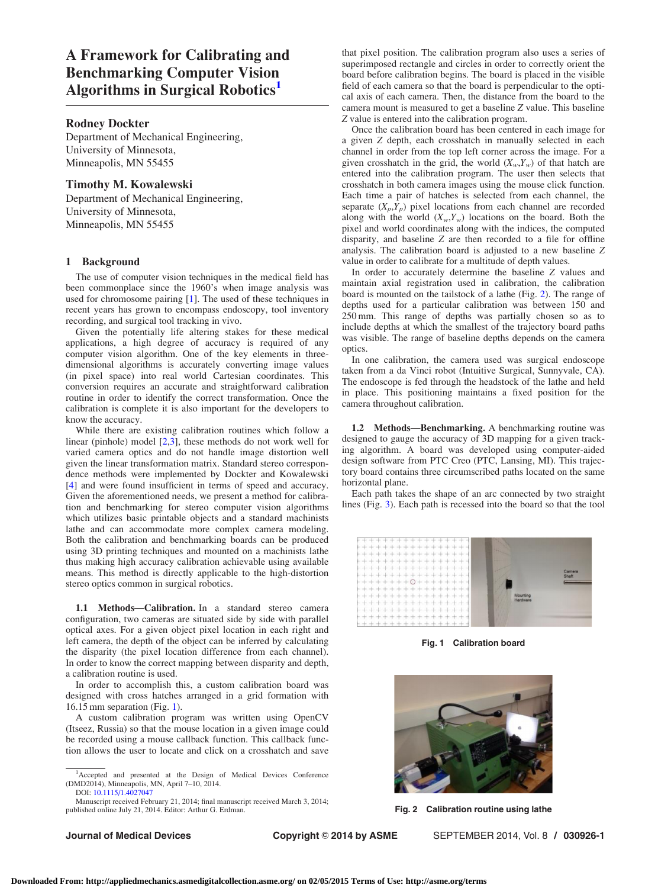# A Framework for Calibrating and Benchmarking Computer Vision Algorithms in Surgical Robotics[1]

**Rodney Dockter**
Department of Mechanical Engineering,
University of Minnesota,
Minneapolis, MN 55455

**Timothy M. Kowalewski**
Department of Mechanical Engineering,
University of Minnesota,
Minneapolis, MN 55455

## 1 Background

The use of computer vision techniques in the medical field has been commonplace since the 1960's when image analysis was used for chromosome pairing [1]. The used of these techniques in recent years has grown to encompass endoscopy, tool inventory recording, and surgical tool tracking in vivo.

Given the potentially life altering stakes for these medical applications, a high degree of accuracy is required of any computer vision algorithm. One of the key elements in three-dimensional algorithms is accurately converting image values (in pixel space) into real world Cartesian coordinates. This conversion requires an accurate and straightforward calibration routine in order to identify the correct transformation. Once the calibration is complete it is also important for the developers to know the accuracy.

While there are existing calibration routines which follow a linear (pinhole) model [2,3], these methods do not work well for varied camera optics and do not handle image distortion well given the linear transformation matrix. Standard stereo correspondence methods were implemented by Dockter and Kowalewski [4] and were found insufficient in terms of speed and accuracy. Given the aforementioned needs, we present a method for calibration and benchmarking for stereo computer vision algorithms which utilizes basic printable objects and a standard machinists lathe and can accommodate more complex camera modeling. Both the calibration and benchmarking boards can be produced using 3D printing techniques and mounted on a machinists lathe thus making high accuracy calibration achievable using available means. This method is directly applicable to the high-distortion stereo optics common in surgical robotics.

**1.1 Methods—Calibration.** In a standard stereo camera configuration, two cameras are situated side by side with parallel optical axes. For a given object pixel location in each right and left camera, the depth of the object can be inferred by calculating the disparity (the pixel location difference from each channel). In order to know the correct mapping between disparity and depth, a calibration routine is used.

In order to accomplish this, a custom calibration board was designed with cross hatches arranged in a grid formation with 16.15 mm separation (Fig. 1).

A custom calibration program was written using OpenCV (Itseez, Russia) so that the mouse location in a given image could be recorded using a mouse callback function. This callback function allows the user to locate and click on a crosshatch and save that pixel position. The calibration program also uses a series of superimposed rectangle and circles in order to correctly orient the board before calibration begins. The board is placed in the visible field of each camera so that the board is perpendicular to the optical axis of each camera. Then, the distance from the board to the camera mount is measured to get a baseline $Z$ value. This baseline $Z$ value is entered into the calibration program.

Once the calibration board has been centered in each image for a given $Z$ depth, each crosshatch in manually selected in each channel in order from the top left corner across the image. For a given crosshatch in the grid, the world $(X_w,Y_w)$ of that hatch are entered into the calibration program. The user then selects that crosshatch in both camera images using the mouse click function. Each time a pair of hatches is selected from each channel, the separate $(X_p,Y_p)$ pixel locations from each channel are recorded along with the world $(X_w,Y_w)$ locations on the board. Both the pixel and world coordinates along with the indices, the computed disparity, and baseline $Z$ are then recorded to a file for offline analysis. The calibration board is adjusted to a new baseline $Z$ value in order to calibrate for a multitude of depth values.

In order to accurately determine the baseline $Z$ values and maintain axial registration used in calibration, the calibration board is mounted on the tailstock of a lathe (Fig. 2). The range of depths used for a particular calibration was between 150 and 250 mm. This range of depths was partially chosen so as to include depths at which the smallest of the trajectory board paths was visible. The range of baseline depths depends on the camera optics.

In one calibration, the camera used was surgical endoscope taken from a da Vinci robot (Intuitive Surgical, Sunnyvale, CA). The endoscope is fed through the headstock of the lathe and held in place. This positioning maintains a fixed position for the camera throughout calibration.

**1.2 Methods—Benchmarking.** A benchmarking routine was designed to gauge the accuracy of 3D mapping for a given tracking algorithm. A board was developed using computer-aided design software from PTC Creo (PTC, Lansing, MI). This trajectory board contains three circumscribed paths located on the same horizontal plane.

Each path takes the shape of an arc connected by two straight lines (Fig. 3). Each path is recessed into the board so that the tool

**Fig. 1 Calibration board**

**Fig. 2 Calibration routine using lathe**

---

[1]Accepted and presented at the Design of Medical Devices Conference (DMD2014), Minneapolis, MN, April 7–10, 2014.

DOI: 10.1115/1.4027047

Manuscript received February 21, 2014; final manuscript received March 3, 2014; published online July 21, 2014. Editor: Arthur G. Erdman.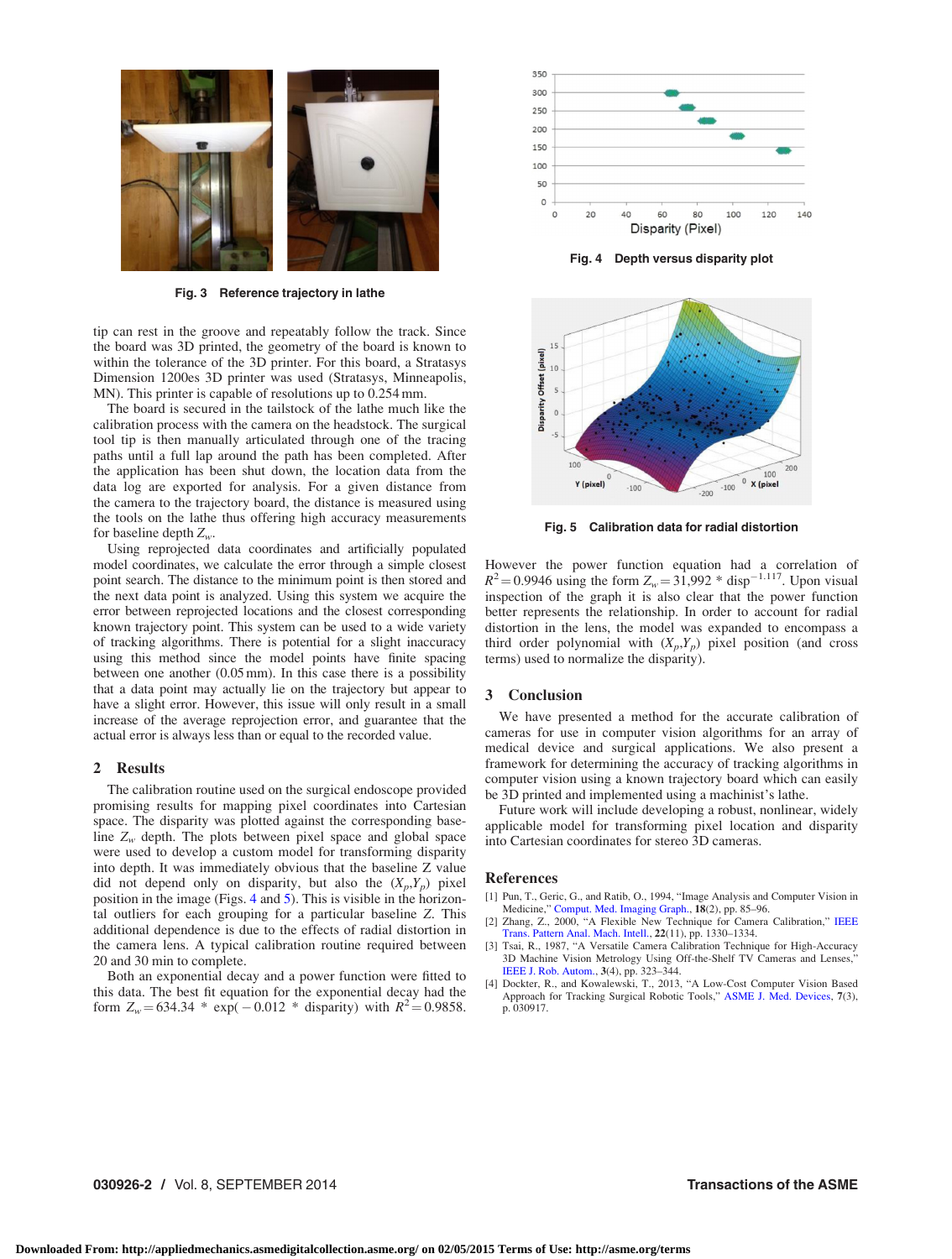Fig. 3 Reference trajectory in lathe

350
300
250
200
150
100
50
0
0 20 40 60 80 100 120 140
Disparity (Pixel)

Fig. 4 Depth versus disparity plot

Disparity Offset (pixel)
15
10
5
0
-5
100
Y (pixel)
0
-100
200
100
0
-100
-200
X (pixel

Fig. 5 Calibration data for radial distortion

tip can rest in the groove and repeatably follow the track. Since the board was 3D printed, the geometry of the board is known to within the tolerance of the 3D printer. For this board, a Stratasys Dimension 1200es 3D printer was used (Stratasys, Minneapolis, MN). This printer is capable of resolutions up to 0.254 mm.

The board is secured in the tailstock of the lathe much like the calibration process with the camera on the headstock. The surgical tool tip is then manually articulated through one of the tracing paths until a full lap around the path has been completed. After the application has been shut down, the location data from the data log are exported for analysis. For a given distance from the camera to the trajectory board, the distance is measured using the tools on the lathe thus offering high accuracy measurements for baseline depth $Z_w$.

Using reprojected data coordinates and artificially populated model coordinates, we calculate the error through a simple closest point search. The distance to the minimum point is then stored and the next data point is analyzed. Using this system we acquire the error between reprojected locations and the closest corresponding known trajectory point. This system can be used to a wide variety of tracking algorithms. There is potential for a slight inaccuracy using this method since the model points have finite spacing between one another (0.05 mm). In this case there is a possibility that a data point may actually lie on the trajectory but appear to have a slight error. However, this issue will only result in a small increase of the average reprojection error, and guarantee that the actual error is always less than or equal to the recorded value.

## 2 Results

The calibration routine used on the surgical endoscope provided promising results for mapping pixel coordinates into Cartesian space. The disparity was plotted against the corresponding baseline $Z_w$ depth. The plots between pixel space and global space were used to develop a custom model for transforming disparity into depth. It was immediately obvious that the baseline Z value did not depend only on disparity, but also the $(X_p,Y_p)$ pixel position in the image (Figs. 4 and 5). This is visible in the horizontal outliers for each grouping for a particular baseline Z. This additional dependence is due to the effects of radial distortion in the camera lens. A typical calibration routine required between 20 and 30 min to complete.

Both an exponential decay and a power function were fitted to this data. The best fit equation for the exponential decay had the form $Z_w = 634.34 * \exp(-0.012 * \text{disparity})$ with $R^2 = 0.9858$. However the power function equation had a correlation of $R^2 = 0.9946$ using the form $Z_w = 31{,}992 * \text{disp}^{-1.117}$. Upon visual inspection of the graph it is also clear that the power function better represents the relationship. In order to account for radial distortion in the lens, the model was expanded to encompass a third order polynomial with $(X_p,Y_p)$ pixel position (and cross terms) used to normalize the disparity.

## 3 Conclusion

We have presented a method for the accurate calibration of cameras for use in computer vision algorithms for an array of medical device and surgical applications. We also present a framework for determining the accuracy of tracking algorithms in computer vision using a known trajectory board which can easily be 3D printed and implemented using a machinist's lathe.

Future work will include developing a robust, nonlinear, widely applicable model for transforming pixel location and disparity into Cartesian coordinates for stereo 3D cameras.

## References

[1] Pun, T., Geric, G., and Ratib, O., 1994, "Image Analysis and Computer Vision in Medicine," Comput. Med. Imaging Graph., **18**(2), pp. 85–96.

[2] Zhang, Z., 2000, "A Flexible New Technique for Camera Calibration," IEEE Trans. Pattern Anal. Mach. Intell., **22**(11), pp. 1330–1334.

[3] Tsai, R., 1987, "A Versatile Camera Calibration Technique for High-Accuracy 3D Machine Vision Metrology Using Off-the-Shelf TV Cameras and Lenses," IEEE J. Rob. Autom., **3**(4), pp. 323–344.

[4] Dockter, R., and Kowalewski, T., 2013, "A Low-Cost Computer Vision Based Approach for Tracking Surgical Robotic Tools," ASME J. Med. Devices, **7**(3), p. 030917.